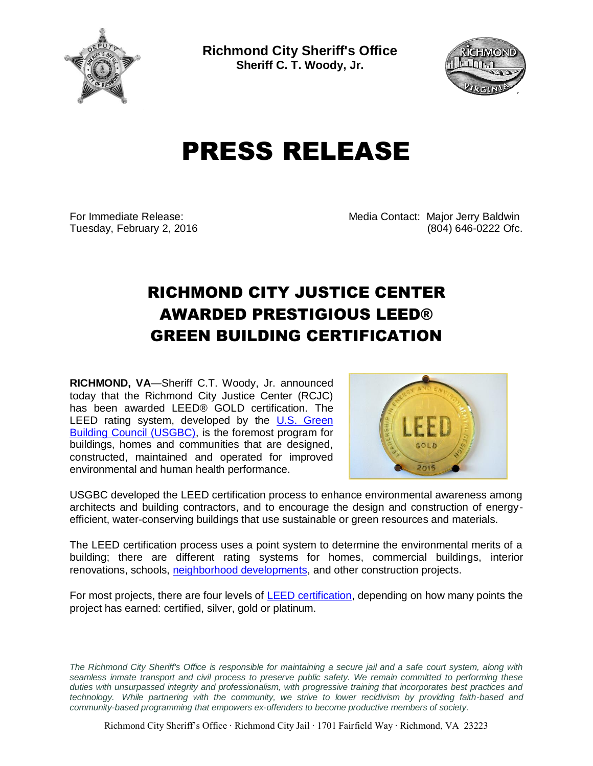**Richmond City Sheriff's Office**
**Sheriff C. T. Woody, Jr.**

# PRESS RELEASE

For Immediate Release:
Tuesday, February 2, 2016

Media Contact: Major Jerry Baldwin
(804) 646-0222 Ofc.

## RICHMOND CITY JUSTICE CENTER AWARDED PRESTIGIOUS LEED® GREEN BUILDING CERTIFICATION

**RICHMOND, VA**—Sheriff C.T. Woody, Jr. announced today that the Richmond City Justice Center (RCJC) has been awarded LEED® GOLD certification. The LEED rating system, developed by the U.S. Green Building Council (USGBC), is the foremost program for buildings, homes and communities that are designed, constructed, maintained and operated for improved environmental and human health performance.

USGBC developed the LEED certification process to enhance environmental awareness among architects and building contractors, and to encourage the design and construction of energy-efficient, water-conserving buildings that use sustainable or green resources and materials.

The LEED certification process uses a point system to determine the environmental merits of a building; there are different rating systems for homes, commercial buildings, interior renovations, schools, neighborhood developments, and other construction projects.

For most projects, there are four levels of LEED certification, depending on how many points the project has earned: certified, silver, gold or platinum.

*The Richmond City Sheriff's Office is responsible for maintaining a secure jail and a safe court system, along with seamless inmate transport and civil process to preserve public safety. We remain committed to performing these duties with unsurpassed integrity and professionalism, with progressive training that incorporates best practices and technology. While partnering with the community, we strive to lower recidivism by providing faith-based and community-based programming that empowers ex-offenders to become productive members of society.*

Richmond City Sheriff's Office · Richmond City Jail · 1701 Fairfield Way · Richmond, VA 23223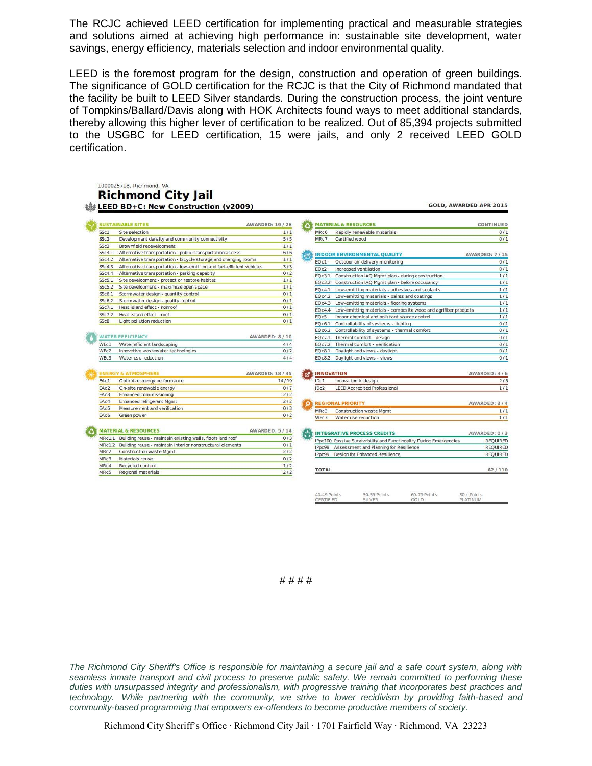The RCJC achieved LEED certification for implementing practical and measurable strategies and solutions aimed at achieving high performance in: sustainable site development, water savings, energy efficiency, materials selection and indoor environmental quality.

LEED is the foremost program for the design, construction and operation of green buildings. The significance of GOLD certification for the RCJC is that the City of Richmond mandated that the facility be built to LEED Silver standards. During the construction process, the joint venture of Tompkins/Ballard/Davis along with HOK Architects found ways to meet additional standards, thereby allowing this higher lever of certification to be realized. Out of 85,394 projects submitted to the USGBC for LEED certification, 15 were jails, and only 2 received LEED GOLD certification.

1000025718, Richmond, VA

## Richmond City Jail

**LEED BD+C: New Construction (v2009)** — GOLD, AWARDED APR 2015

| SUSTAINABLE SITES | | AWARDED: 19 / 26 |
|---|---|---|
| SSc1 | Site selection | 1/1 |
| SSc2 | Development density and community connectivity | 5/5 |
| SSc3 | Brownfield redevelopment | 1/1 |
| SSc4.1 | Alternative transportation - public transportation access | 6/6 |
| SSc4.2 | Alternative transportation - bicycle storage and changing rooms | 1/1 |
| SSc4.3 | Alternative transportation - low-emitting and fuel-efficient vehicles | 3/3 |
| SSc4.4 | Alternative transportation - parking capacity | 0/2 |
| SSc5.1 | Site development - protect or restore habitat | 1/1 |
| SSc5.2 | Site development - maximize open space | 1/1 |
| SSc6.1 | Stormwater design - quantity control | 0/1 |
| SSc6.2 | Stormwater design - quality control | 0/1 |
| SSc7.1 | Heat island effect - nonroof | 0/1 |
| SSc7.2 | Heat island effect - roof | 0/1 |
| SSc8 | Light pollution reduction | 0/1 |

| WATER EFFICIENCY | | AWARDED: 8 / 10 |
|---|---|---|
| WEc1 | Water efficient landscaping | 4/4 |
| WEc2 | Innovative wastewater technologies | 0/2 |
| WEc3 | Water use reduction | 4/4 |

| ENERGY & ATMOSPHERE | | AWARDED: 18 / 35 |
|---|---|---|
| EAc1 | Optimize energy performance | 14/19 |
| EAc2 | On-site renewable energy | 0/7 |
| EAc3 | Enhanced commissioning | 2/2 |
| EAc4 | Enhanced refrigerant Mgmt | 2/2 |
| EAc5 | Measurement and verification | 0/3 |
| EAc6 | Green power | 0/2 |

| MATERIAL & RESOURCES | | AWARDED: 5 / 14 |
|---|---|---|
| MRc1.1 | Building reuse - maintain existing walls, floors and roof | 0/3 |
| MRc1.2 | Building reuse - maintain interior nonstructural elements | 0/1 |
| MRc2 | Construction waste Mgmt | 2/2 |
| MRc3 | Materials reuse | 0/2 |
| MRc4 | Recycled content | 1/2 |
| MRc5 | Regional materials | 2/2 |
| MRc6 | Rapidly renewable materials | 0/1 |
| MRc7 | Certified wood | 0/1 |

| INDOOR ENVIRONMENTAL QUALITY | | AWARDED: 7 / 15 |
|---|---|---|
| EQc1 | Outdoor air delivery monitoring | 0/1 |
| EQc2 | Increased ventilation | 0/1 |
| EQc3.1 | Construction IAQ Mgmt plan - during construction | 1/1 |
| EQc3.2 | Construction IAQ Mgmt plan - before occupancy | 1/1 |
| EQc4.1 | Low-emitting materials - adhesives and sealants | 1/1 |
| EQc4.2 | Low-emitting materials - paints and coatings | 1/1 |
| EQc4.3 | Low-emitting materials - flooring systems | 1/1 |
| EQc4.4 | Low-emitting materials - composite wood and agrifiber products | 1/1 |
| EQc5 | Indoor chemical and pollutant source control | 1/1 |
| EQc6.1 | Controllability of systems - lighting | 0/1 |
| EQc6.2 | Controllability of systems - thermal comfort | 0/1 |
| EQc7.1 | Thermal comfort - design | 0/1 |
| EQc7.2 | Thermal comfort - verification | 0/1 |
| EQc8.1 | Daylight and views - daylight | 0/1 |
| EQc8.2 | Daylight and views - views | 0/1 |

| INNOVATION | | AWARDED: 3 / 6 |
|---|---|---|
| IDc1 | Innovation in design | 2/5 |
| IDc2 | LEED Accredited Professional | 1/1 |

| REGIONAL PRIORITY | | AWARDED: 2 / 4 |
|---|---|---|
| MRc2 | Construction waste Mgmt | 1/1 |
| WEc3 | Water use reduction | 1/1 |

| INTEGRATIVE PROCESS CREDITS | | AWARDED: 0 / 3 |
|---|---|---|
| IPpc100 | Passive Survivability and Functionality During Emergencies | REQUIRED |
| IPpc98 | Assessment and Planning for Resilience | REQUIRED |
| IPpc99 | Design for Enhanced Resilience | REQUIRED |

**TOTAL** 62 / 110

| 40-49 Points | 50-59 Points | 60-79 Points | 80+ Points |
|---|---|---|---|
| CERTIFIED | SILVER | GOLD | PLATINUM |

# # # #

*The Richmond City Sheriff's Office is responsible for maintaining a secure jail and a safe court system, along with seamless inmate transport and civil process to preserve public safety. We remain committed to performing these duties with unsurpassed integrity and professionalism, with progressive training that incorporates best practices and technology. While partnering with the community, we strive to lower recidivism by providing faith-based and community-based programming that empowers ex-offenders to become productive members of society.*

Richmond City Sheriff's Office · Richmond City Jail · 1701 Fairfield Way · Richmond, VA 23223